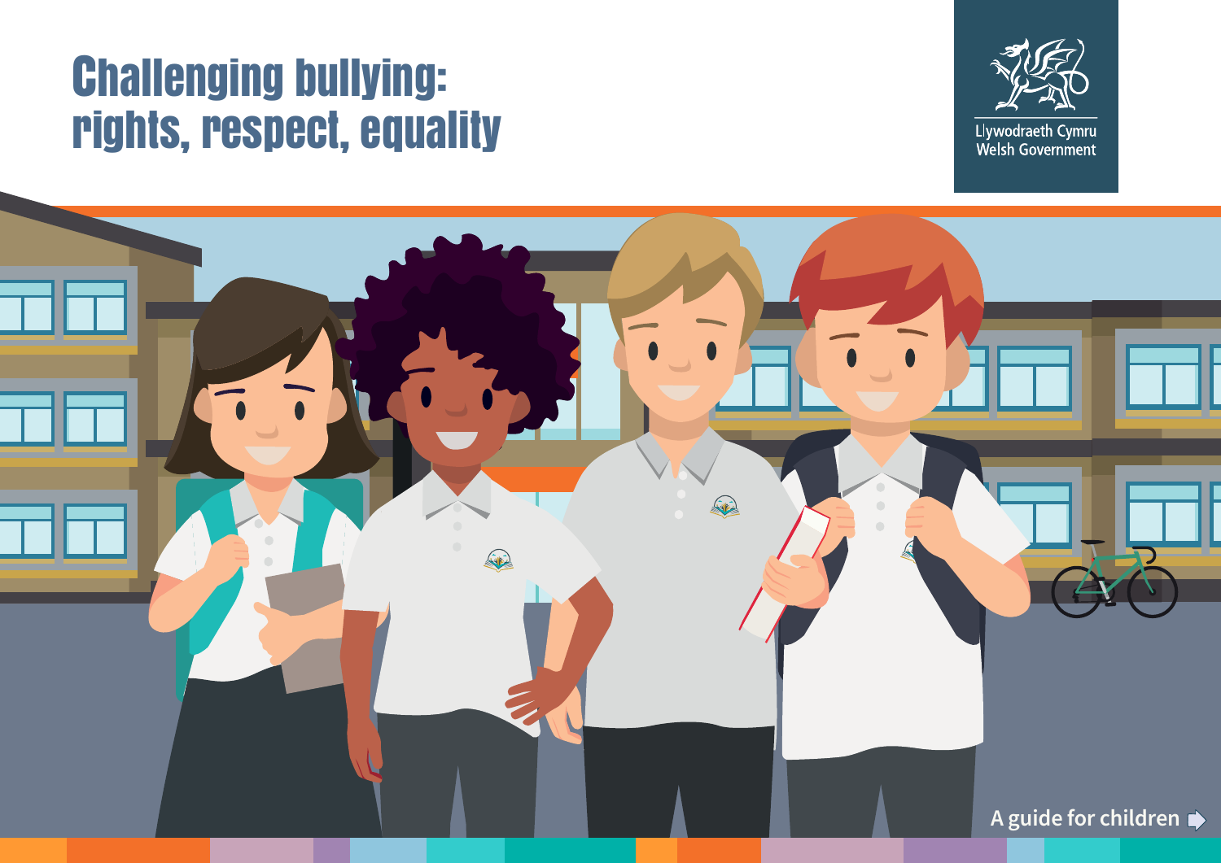# Challenging bullying: rights, respect, equality

Llywodraeth Cymru
Welsh Government

A guide for children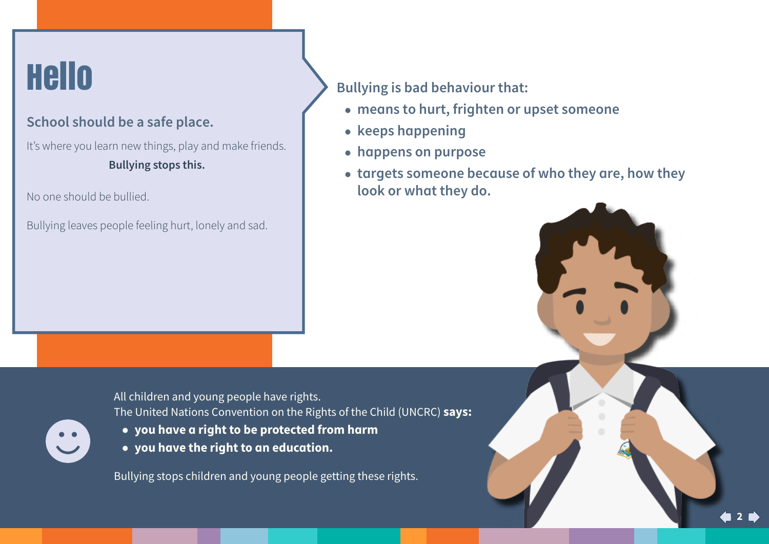# Hello

## School should be a safe place.

It's where you learn new things, play and make friends.

**Bullying stops this.**

No one should be bullied.

Bullying leaves people feeling hurt, lonely and sad.

**Bullying is bad behaviour that:**

- **means to hurt, frighten or upset someone**
- **keeps happening**
- **happens on purpose**
- **targets someone because of who they are, how they look or what they do.**

All children and young people have rights.
The United Nations Convention on the Rights of the Child (UNCRC) **says:**

- **you have a right to be protected from harm**
- **you have the right to an education.**

Bullying stops children and young people getting these rights.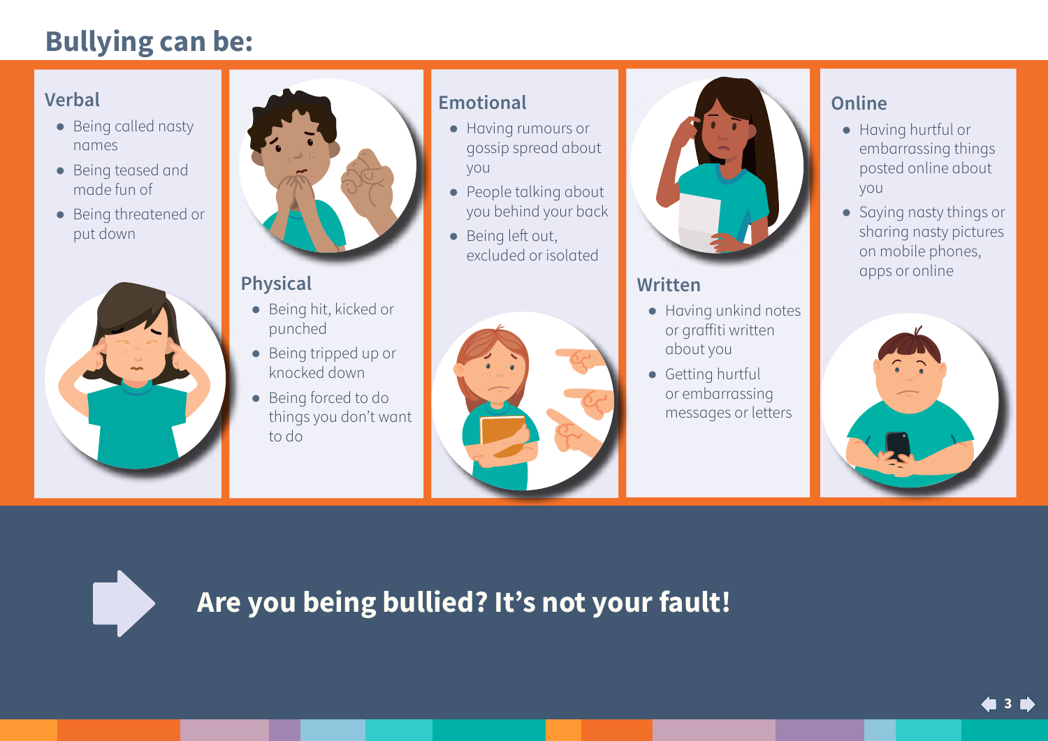# Bullying can be:

## Verbal

- Being called nasty names
- Being teased and made fun of
- Being threatened or put down

## Physical

- Being hit, kicked or punched
- Being tripped up or knocked down
- Being forced to do things you don't want to do

## Emotional

- Having rumours or gossip spread about you
- People talking about you behind your back
- Being left out, excluded or isolated

## Written

- Having unkind notes or graffiti written about you
- Getting hurtful or embarrassing messages or letters

## Online

- Having hurtful or embarrassing things posted online about you
- Saying nasty things or sharing nasty pictures on mobile phones, apps or online

**Are you being bullied? It's not your fault!**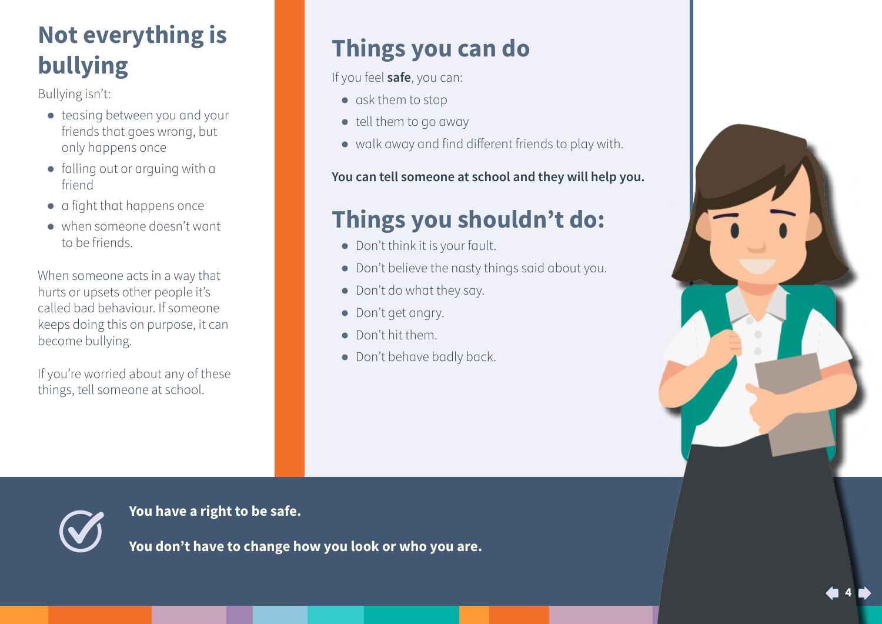## Not everything is bullying

Bullying isn't:

- teasing between you and your friends that goes wrong, but only happens once
- falling out or arguing with a friend
- a fight that happens once
- when someone doesn't want to be friends.

When someone acts in a way that hurts or upsets other people it's called bad behaviour. If someone keeps doing this on purpose, it can become bullying.

If you're worried about any of these things, tell someone at school.

## Things you can do

If you feel **safe**, you can:

- ask them to stop
- tell them to go away
- walk away and find different friends to play with.

**You can tell someone at school and they will help you.**

## Things you shouldn't do:

- Don't think it is your fault.
- Don't believe the nasty things said about you.
- Don't do what they say.
- Don't get angry.
- Don't hit them.
- Don't behave badly back.

**You have a right to be safe.**

**You don't have to change how you look or who you are.**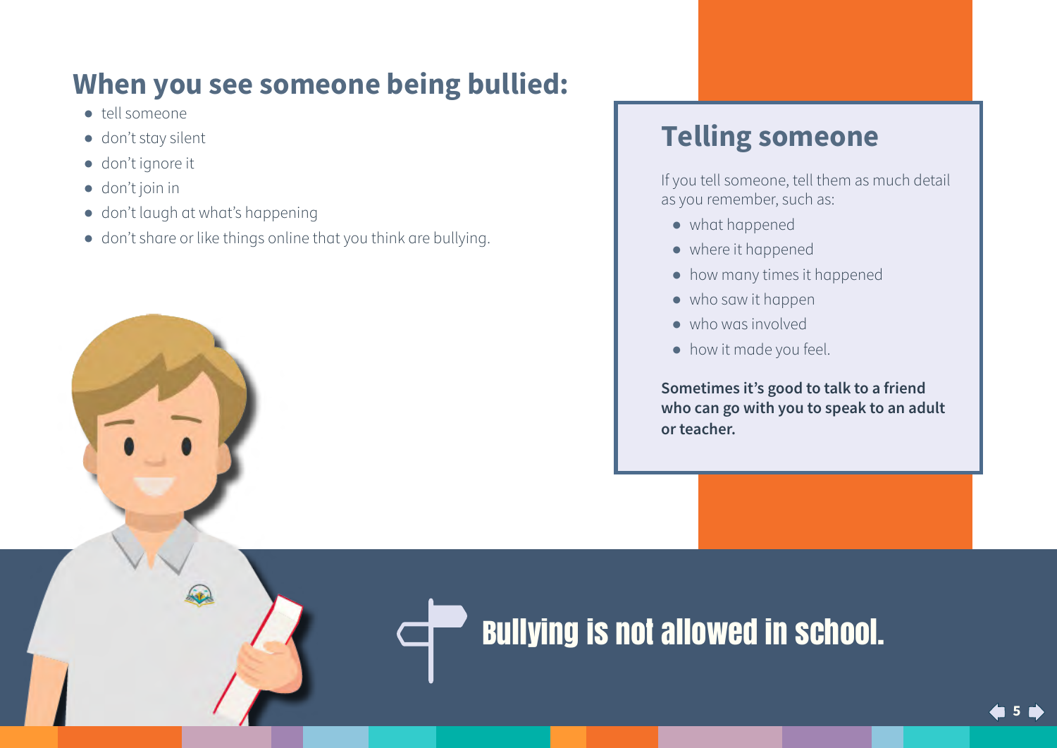## When you see someone being bullied:

- tell someone
- don't stay silent
- don't ignore it
- don't join in
- don't laugh at what's happening
- don't share or like things online that you think are bullying.

## Telling someone

If you tell someone, tell them as much detail as you remember, such as:

- what happened
- where it happened
- how many times it happened
- who saw it happen
- who was involved
- how it made you feel.

**Sometimes it's good to talk to a friend who can go with you to speak to an adult or teacher.**

**Bullying is not allowed in school.**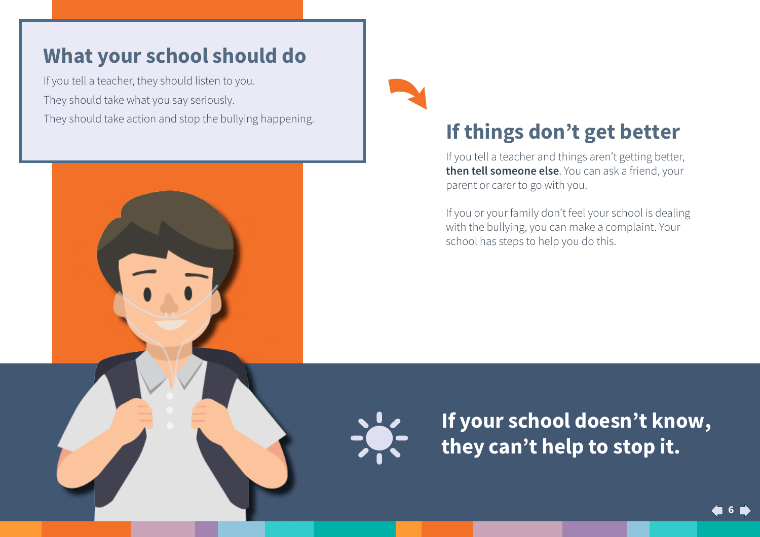## What your school should do

If you tell a teacher, they should listen to you.

They should take what you say seriously.

They should take action and stop the bullying happening.

## If things don't get better

If you tell a teacher and things aren't getting better, **then tell someone else**. You can ask a friend, your parent or carer to go with you.

If you or your family don't feel your school is dealing with the bullying, you can make a complaint. Your school has steps to help you do this.

**If your school doesn't know, they can't help to stop it.**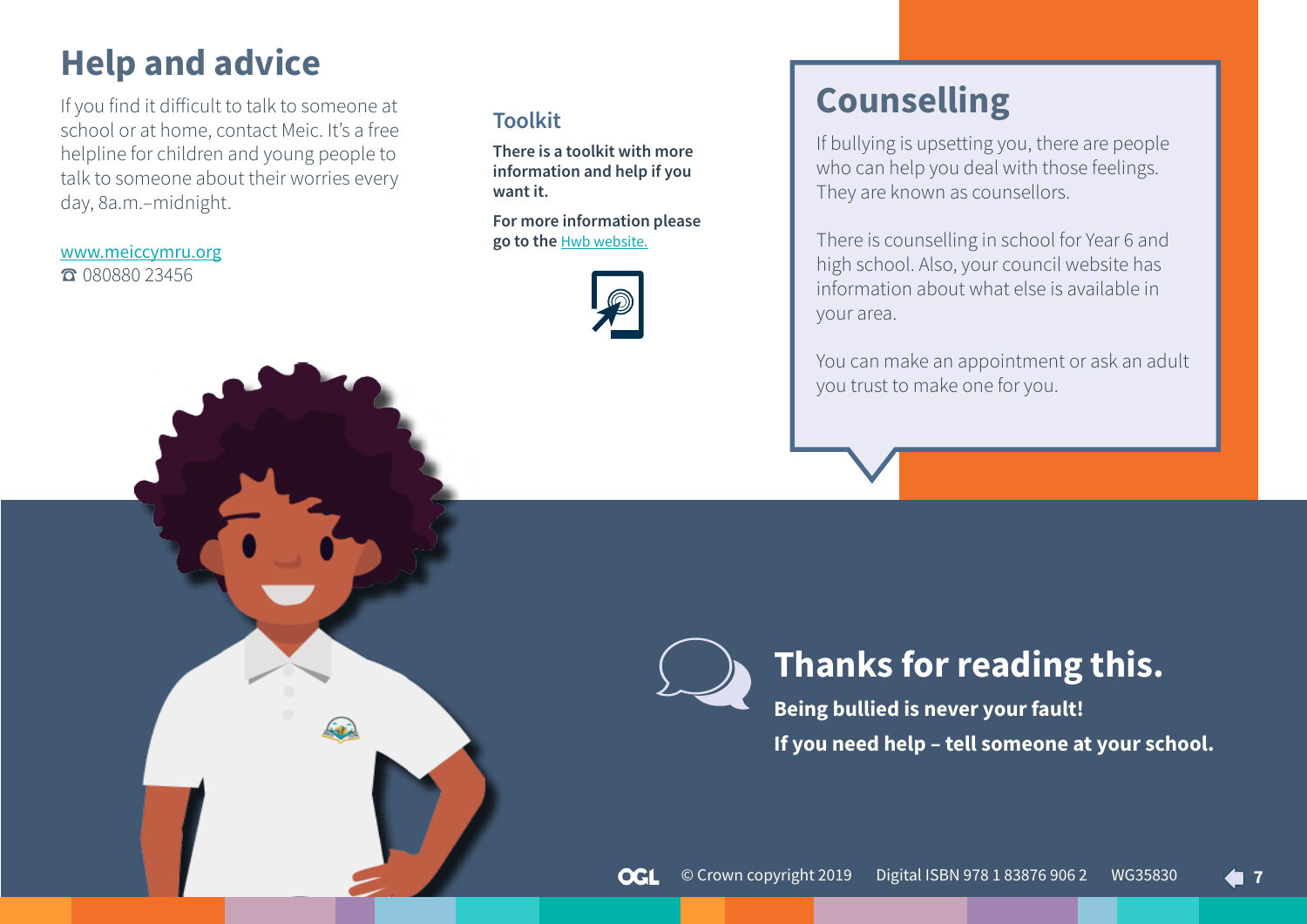## Help and advice

If you find it difficult to talk to someone at school or at home, contact Meic. It's a free helpline for children and young people to talk to someone about their worries every day, 8a.m.–midnight.

www.meiccymru.org
☎ 080880 23456

### Toolkit

**There is a toolkit with more information and help if you want it.**

**For more information please go to the** Hwb website.

## Counselling

If bullying is upsetting you, there are people who can help you deal with those feelings. They are known as counsellors.

There is counselling in school for Year 6 and high school. Also, your council website has information about what else is available in your area.

You can make an appointment or ask an adult you trust to make one for you.

## Thanks for reading this.

**Being bullied is never your fault!**

**If you need help – tell someone at your school.**

© Crown copyright 2019 Digital ISBN 978 1 83876 906 2 WG35830